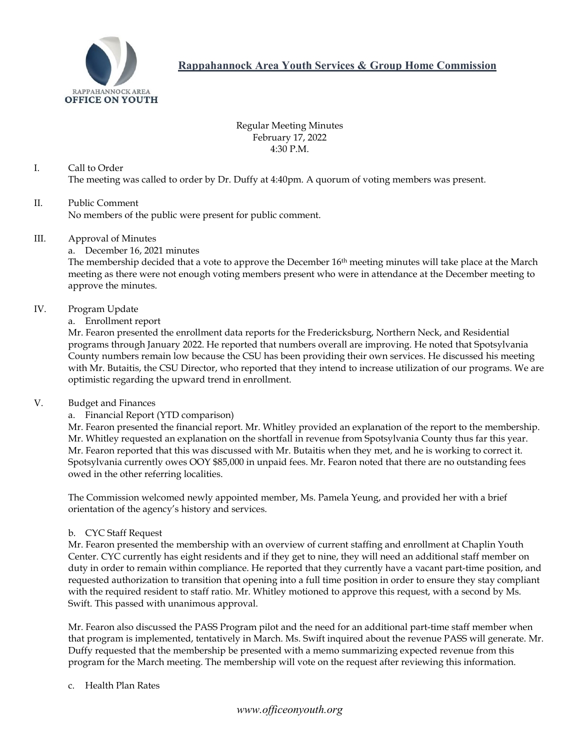RAPPAHANNOCK AREA
**OFFICE ON YOUTH**

# Rappahannock Area Youth Services & Group Home Commission

Regular Meeting Minutes
February 17, 2022
4:30 P.M.

I. Call to Order

The meeting was called to order by Dr. Duffy at 4:40pm. A quorum of voting members was present.

II. Public Comment

No members of the public were present for public comment.

III. Approval of Minutes

a. December 16, 2021 minutes

The membership decided that a vote to approve the December 16th meeting minutes will take place at the March meeting as there were not enough voting members present who were in attendance at the December meeting to approve the minutes.

IV. Program Update

a. Enrollment report

Mr. Fearon presented the enrollment data reports for the Fredericksburg, Northern Neck, and Residential programs through January 2022. He reported that numbers overall are improving. He noted that Spotsylvania County numbers remain low because the CSU has been providing their own services. He discussed his meeting with Mr. Butaitis, the CSU Director, who reported that they intend to increase utilization of our programs. We are optimistic regarding the upward trend in enrollment.

V. Budget and Finances

a. Financial Report (YTD comparison)

Mr. Fearon presented the financial report. Mr. Whitley provided an explanation of the report to the membership. Mr. Whitley requested an explanation on the shortfall in revenue from Spotsylvania County thus far this year. Mr. Fearon reported that this was discussed with Mr. Butaitis when they met, and he is working to correct it. Spotsylvania currently owes OOY $85,000 in unpaid fees. Mr. Fearon noted that there are no outstanding fees owed in the other referring localities.

The Commission welcomed newly appointed member, Ms. Pamela Yeung, and provided her with a brief orientation of the agency's history and services.

b. CYC Staff Request

Mr. Fearon presented the membership with an overview of current staffing and enrollment at Chaplin Youth Center. CYC currently has eight residents and if they get to nine, they will need an additional staff member on duty in order to remain within compliance. He reported that they currently have a vacant part-time position, and requested authorization to transition that opening into a full time position in order to ensure they stay compliant with the required resident to staff ratio. Mr. Whitley motioned to approve this request, with a second by Ms. Swift. This passed with unanimous approval.

Mr. Fearon also discussed the PASS Program pilot and the need for an additional part-time staff member when that program is implemented, tentatively in March. Ms. Swift inquired about the revenue PASS will generate. Mr. Duffy requested that the membership be presented with a memo summarizing expected revenue from this program for the March meeting. The membership will vote on the request after reviewing this information.

c. Health Plan Rates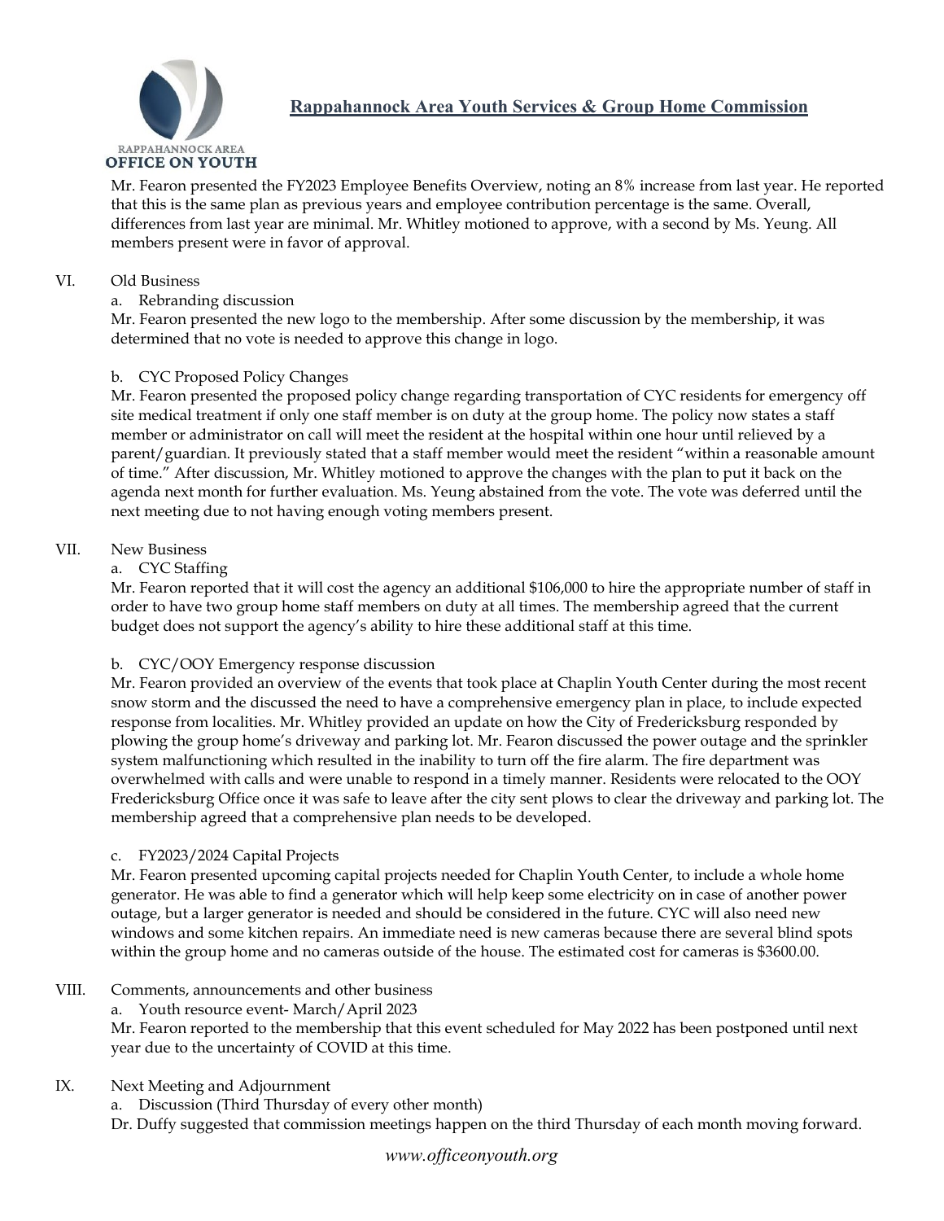Mr. Fearon presented the FY2023 Employee Benefits Overview, noting an 8% increase from last year. He reported that this is the same plan as previous years and employee contribution percentage is the same. Overall, differences from last year are minimal. Mr. Whitley motioned to approve, with a second by Ms. Yeung. All members present were in favor of approval.

VI. Old Business

a. Rebranding discussion

Mr. Fearon presented the new logo to the membership. After some discussion by the membership, it was determined that no vote is needed to approve this change in logo.

b. CYC Proposed Policy Changes

Mr. Fearon presented the proposed policy change regarding transportation of CYC residents for emergency off site medical treatment if only one staff member is on duty at the group home. The policy now states a staff member or administrator on call will meet the resident at the hospital within one hour until relieved by a parent/guardian. It previously stated that a staff member would meet the resident "within a reasonable amount of time." After discussion, Mr. Whitley motioned to approve the changes with the plan to put it back on the agenda next month for further evaluation. Ms. Yeung abstained from the vote. The vote was deferred until the next meeting due to not having enough voting members present.

VII. New Business

a. CYC Staffing

Mr. Fearon reported that it will cost the agency an additional $106,000 to hire the appropriate number of staff in order to have two group home staff members on duty at all times. The membership agreed that the current budget does not support the agency's ability to hire these additional staff at this time.

b. CYC/OOY Emergency response discussion

Mr. Fearon provided an overview of the events that took place at Chaplin Youth Center during the most recent snow storm and the discussed the need to have a comprehensive emergency plan in place, to include expected response from localities. Mr. Whitley provided an update on how the City of Fredericksburg responded by plowing the group home's driveway and parking lot. Mr. Fearon discussed the power outage and the sprinkler system malfunctioning which resulted in the inability to turn off the fire alarm. The fire department was overwhelmed with calls and were unable to respond in a timely manner. Residents were relocated to the OOY Fredericksburg Office once it was safe to leave after the city sent plows to clear the driveway and parking lot. The membership agreed that a comprehensive plan needs to be developed.

c. FY2023/2024 Capital Projects

Mr. Fearon presented upcoming capital projects needed for Chaplin Youth Center, to include a whole home generator. He was able to find a generator which will help keep some electricity on in case of another power outage, but a larger generator is needed and should be considered in the future. CYC will also need new windows and some kitchen repairs. An immediate need is new cameras because there are several blind spots within the group home and no cameras outside of the house. The estimated cost for cameras is $3600.00.

VIII. Comments, announcements and other business

a. Youth resource event- March/April 2023

Mr. Fearon reported to the membership that this event scheduled for May 2022 has been postponed until next year due to the uncertainty of COVID at this time.

IX. Next Meeting and Adjournment

a. Discussion (Third Thursday of every other month)

Dr. Duffy suggested that commission meetings happen on the third Thursday of each month moving forward.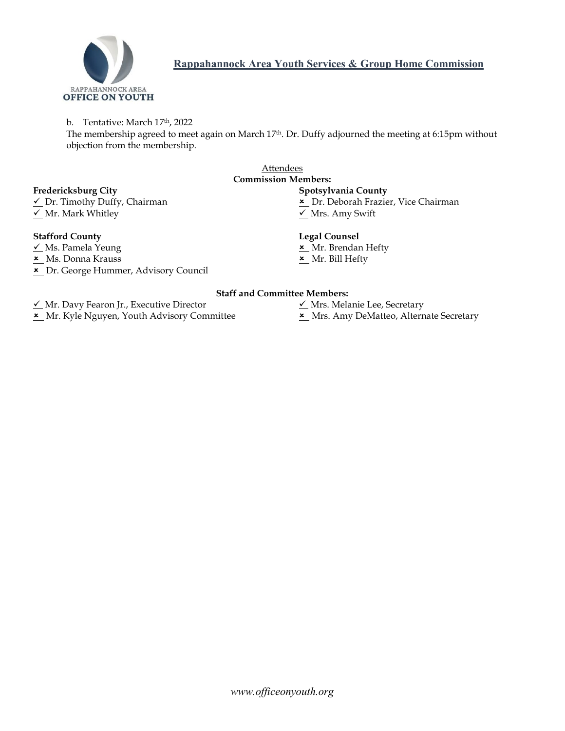b. Tentative: March 17th, 2022

The membership agreed to meet again on March 17th. Dr. Duffy adjourned the meeting at 6:15pm without objection from the membership.

Attendees

**Commission Members:**

**Fredericksburg City**
✓ Dr. Timothy Duffy, Chairman
✓ Mr. Mark Whitley

**Stafford County**
✓ Ms. Pamela Yeung
× Ms. Donna Krauss
× Dr. George Hummer, Advisory Council

**Spotsylvania County**
× Dr. Deborah Frazier, Vice Chairman
✓ Mrs. Amy Swift

**Legal Counsel**
× Mr. Brendan Hefty
× Mr. Bill Hefty

**Staff and Committee Members:**

✓ Mr. Davy Fearon Jr., Executive Director
× Mr. Kyle Nguyen, Youth Advisory Committee
✓ Mrs. Melanie Lee, Secretary
× Mrs. Amy DeMatteo, Alternate Secretary